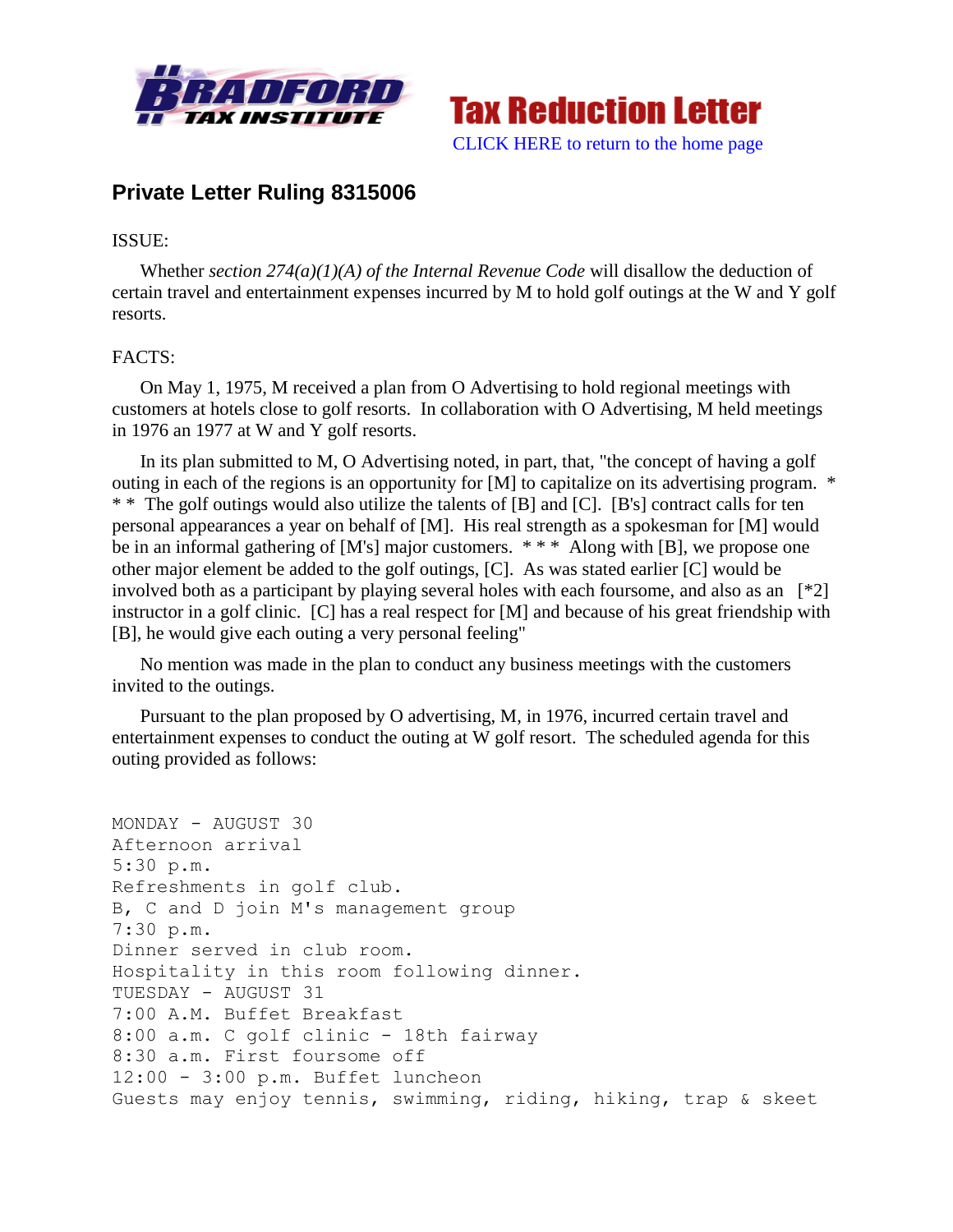**Tax Reduction Letter**

CLICK HERE to return to the home page

## Private Letter Ruling 8315006

ISSUE:

Whether *section 274(a)(1)(A) of the Internal Revenue Code* will disallow the deduction of certain travel and entertainment expenses incurred by M to hold golf outings at the W and Y golf resorts.

FACTS:

On May 1, 1975, M received a plan from O Advertising to hold regional meetings with customers at hotels close to golf resorts. In collaboration with O Advertising, M held meetings in 1976 an 1977 at W and Y golf resorts.

In its plan submitted to M, O Advertising noted, in part, that, "the concept of having a golf outing in each of the regions is an opportunity for [M] to capitalize on its advertising program. * * * The golf outings would also utilize the talents of [B] and [C]. [B's] contract calls for ten personal appearances a year on behalf of [M]. His real strength as a spokesman for [M] would be in an informal gathering of [M's] major customers. * * * Along with [B], we propose one other major element be added to the golf outings, [C]. As was stated earlier [C] would be involved both as a participant by playing several holes with each foursome, and also as an [*2] instructor in a golf clinic. [C] has a real respect for [M] and because of his great friendship with [B], he would give each outing a very personal feeling"

No mention was made in the plan to conduct any business meetings with the customers invited to the outings.

Pursuant to the plan proposed by O advertising, M, in 1976, incurred certain travel and entertainment expenses to conduct the outing at W golf resort. The scheduled agenda for this outing provided as follows:

```
MONDAY - AUGUST 30
Afternoon arrival
5:30 p.m.
Refreshments in golf club.
B, C and D join M's management group
7:30 p.m.
Dinner served in club room.
Hospitality in this room following dinner.
TUESDAY - AUGUST 31
7:00 A.M. Buffet Breakfast
8:00 a.m. C golf clinic - 18th fairway
8:30 a.m. First foursome off
12:00 - 3:00 p.m. Buffet luncheon
Guests may enjoy tennis, swimming, riding, hiking, trap & skeet
```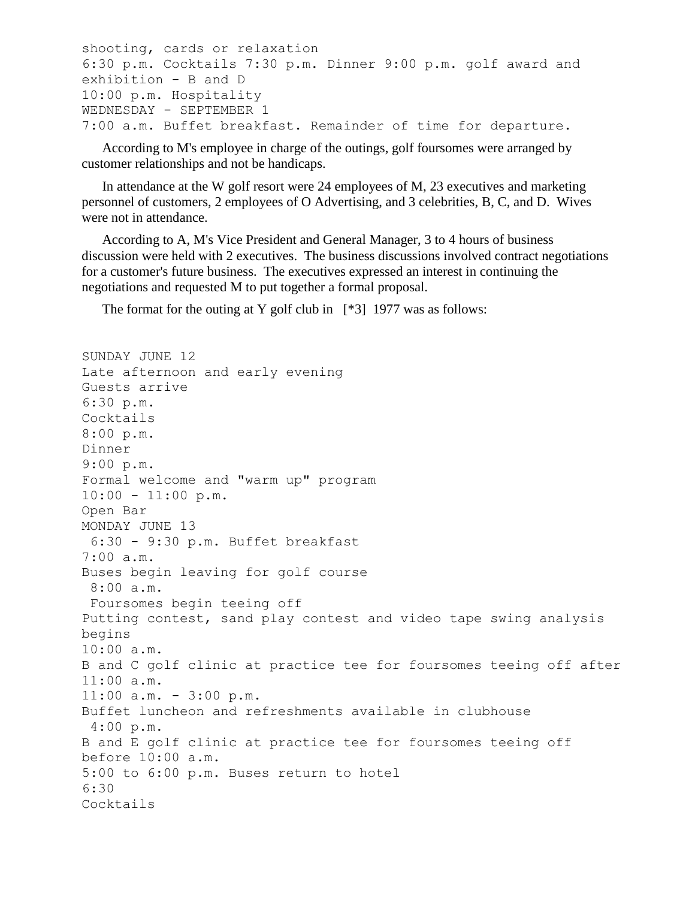```
shooting, cards or relaxation
6:30 p.m. Cocktails 7:30 p.m. Dinner 9:00 p.m. golf award and
exhibition - B and D
10:00 p.m. Hospitality
WEDNESDAY - SEPTEMBER 1
7:00 a.m. Buffet breakfast. Remainder of time for departure.
```

According to M's employee in charge of the outings, golf foursomes were arranged by customer relationships and not be handicaps.

In attendance at the W golf resort were 24 employees of M, 23 executives and marketing personnel of customers, 2 employees of O Advertising, and 3 celebrities, B, C, and D. Wives were not in attendance.

According to A, M's Vice President and General Manager, 3 to 4 hours of business discussion were held with 2 executives. The business discussions involved contract negotiations for a customer's future business. The executives expressed an interest in continuing the negotiations and requested M to put together a formal proposal.

The format for the outing at Y golf club in [*3] 1977 was as follows:

```
SUNDAY JUNE 12
Late afternoon and early evening
Guests arrive
6:30 p.m.
Cocktails
8:00 p.m.
Dinner
9:00 p.m.
Formal welcome and "warm up" program
10:00 - 11:00 p.m.
Open Bar
MONDAY JUNE 13
 6:30 - 9:30 p.m. Buffet breakfast
7:00 a.m.
Buses begin leaving for golf course
 8:00 a.m.
 Foursomes begin teeing off
Putting contest, sand play contest and video tape swing analysis
begins
10:00 a.m.
B and C golf clinic at practice tee for foursomes teeing off after
11:00 a.m.
11:00 a.m. - 3:00 p.m.
Buffet luncheon and refreshments available in clubhouse
 4:00 p.m.
B and E golf clinic at practice tee for foursomes teeing off
before 10:00 a.m.
5:00 to 6:00 p.m. Buses return to hotel
6:30
Cocktails
```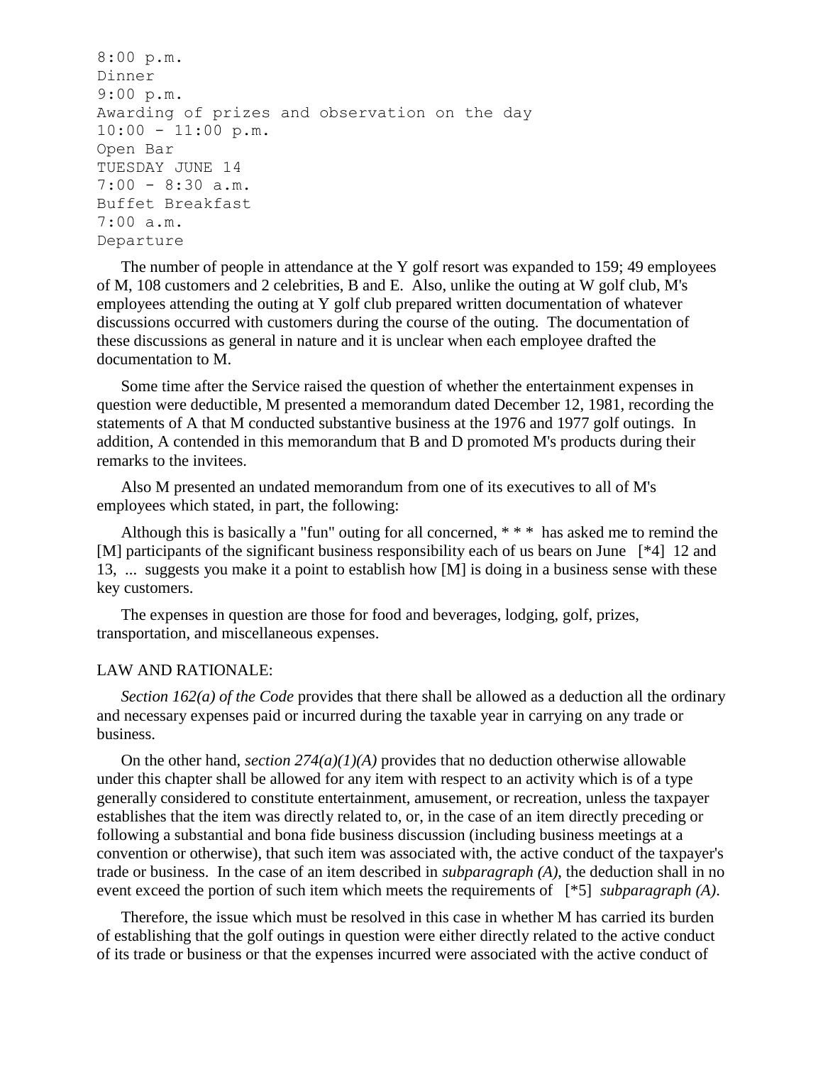```
8:00 p.m.
Dinner
9:00 p.m.
Awarding of prizes and observation on the day
10:00 - 11:00 p.m.
Open Bar
TUESDAY JUNE 14
7:00 - 8:30 a.m.
Buffet Breakfast
7:00 a.m.
Departure
```

The number of people in attendance at the Y golf resort was expanded to 159; 49 employees of M, 108 customers and 2 celebrities, B and E. Also, unlike the outing at W golf club, M's employees attending the outing at Y golf club prepared written documentation of whatever discussions occurred with customers during the course of the outing. The documentation of these discussions as general in nature and it is unclear when each employee drafted the documentation to M.

Some time after the Service raised the question of whether the entertainment expenses in question were deductible, M presented a memorandum dated December 12, 1981, recording the statements of A that M conducted substantive business at the 1976 and 1977 golf outings. In addition, A contended in this memorandum that B and D promoted M's products during their remarks to the invitees.

Also M presented an undated memorandum from one of its executives to all of M's employees which stated, in part, the following:

Although this is basically a "fun" outing for all concerned, * * * has asked me to remind the [M] participants of the significant business responsibility each of us bears on June [*4] 12 and 13, ... suggests you make it a point to establish how [M] is doing in a business sense with these key customers.

The expenses in question are those for food and beverages, lodging, golf, prizes, transportation, and miscellaneous expenses.

LAW AND RATIONALE:

*Section 162(a) of the Code* provides that there shall be allowed as a deduction all the ordinary and necessary expenses paid or incurred during the taxable year in carrying on any trade or business.

On the other hand, *section 274(a)(1)(A)* provides that no deduction otherwise allowable under this chapter shall be allowed for any item with respect to an activity which is of a type generally considered to constitute entertainment, amusement, or recreation, unless the taxpayer establishes that the item was directly related to, or, in the case of an item directly preceding or following a substantial and bona fide business discussion (including business meetings at a convention or otherwise), that such item was associated with, the active conduct of the taxpayer's trade or business. In the case of an item described in *subparagraph (A)*, the deduction shall in no event exceed the portion of such item which meets the requirements of [*5] *subparagraph (A)*.

Therefore, the issue which must be resolved in this case in whether M has carried its burden of establishing that the golf outings in question were either directly related to the active conduct of its trade or business or that the expenses incurred were associated with the active conduct of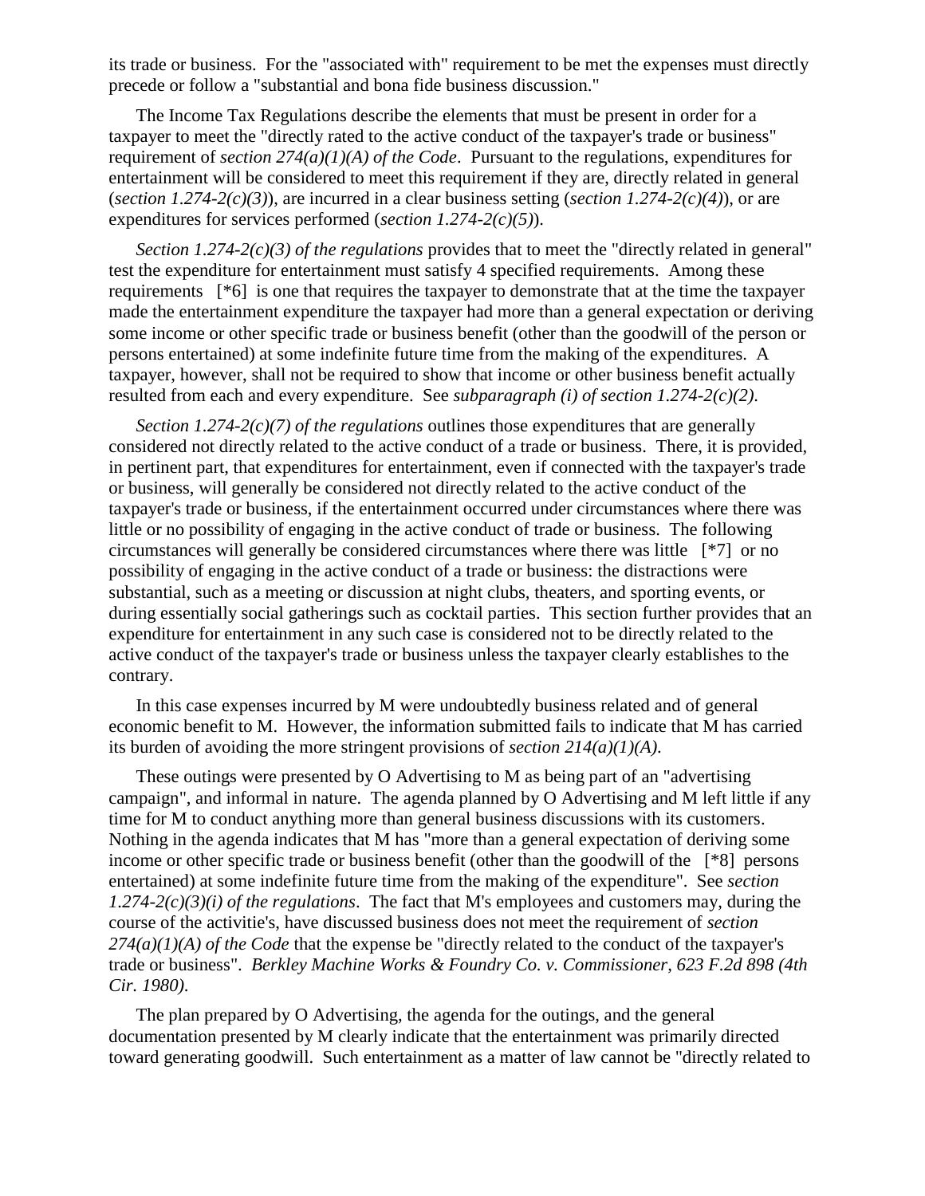its trade or business. For the "associated with" requirement to be met the expenses must directly precede or follow a "substantial and bona fide business discussion."

The Income Tax Regulations describe the elements that must be present in order for a taxpayer to meet the "directly rated to the active conduct of the taxpayer's trade or business" requirement of *section 274(a)(1)(A) of the Code*. Pursuant to the regulations, expenditures for entertainment will be considered to meet this requirement if they are, directly related in general (*section 1.274-2(c)(3)*), are incurred in a clear business setting (*section 1.274-2(c)(4)*), or are expenditures for services performed (*section 1.274-2(c)(5)*).

*Section 1.274-2(c)(3) of the regulations* provides that to meet the "directly related in general" test the expenditure for entertainment must satisfy 4 specified requirements. Among these requirements [*6] is one that requires the taxpayer to demonstrate that at the time the taxpayer made the entertainment expenditure the taxpayer had more than a general expectation or deriving some income or other specific trade or business benefit (other than the goodwill of the person or persons entertained) at some indefinite future time from the making of the expenditures. A taxpayer, however, shall not be required to show that income or other business benefit actually resulted from each and every expenditure. See *subparagraph (i) of section 1.274-2(c)(2)*.

*Section 1.274-2(c)(7) of the regulations* outlines those expenditures that are generally considered not directly related to the active conduct of a trade or business. There, it is provided, in pertinent part, that expenditures for entertainment, even if connected with the taxpayer's trade or business, will generally be considered not directly related to the active conduct of the taxpayer's trade or business, if the entertainment occurred under circumstances where there was little or no possibility of engaging in the active conduct of trade or business. The following circumstances will generally be considered circumstances where there was little [*7] or no possibility of engaging in the active conduct of a trade or business: the distractions were substantial, such as a meeting or discussion at night clubs, theaters, and sporting events, or during essentially social gatherings such as cocktail parties. This section further provides that an expenditure for entertainment in any such case is considered not to be directly related to the active conduct of the taxpayer's trade or business unless the taxpayer clearly establishes to the contrary.

In this case expenses incurred by M were undoubtedly business related and of general economic benefit to M. However, the information submitted fails to indicate that M has carried its burden of avoiding the more stringent provisions of *section 214(a)(1)(A)*.

These outings were presented by O Advertising to M as being part of an "advertising campaign", and informal in nature. The agenda planned by O Advertising and M left little if any time for M to conduct anything more than general business discussions with its customers. Nothing in the agenda indicates that M has "more than a general expectation of deriving some income or other specific trade or business benefit (other than the goodwill of the [*8] persons entertained) at some indefinite future time from the making of the expenditure". See *section 1.274-2(c)(3)(i) of the regulations*. The fact that M's employees and customers may, during the course of the activitie's, have discussed business does not meet the requirement of *section 274(a)(1)(A) of the Code* that the expense be "directly related to the conduct of the taxpayer's trade or business". *Berkley Machine Works & Foundry Co. v. Commissioner, 623 F.2d 898 (4th Cir. 1980)*.

The plan prepared by O Advertising, the agenda for the outings, and the general documentation presented by M clearly indicate that the entertainment was primarily directed toward generating goodwill. Such entertainment as a matter of law cannot be "directly related to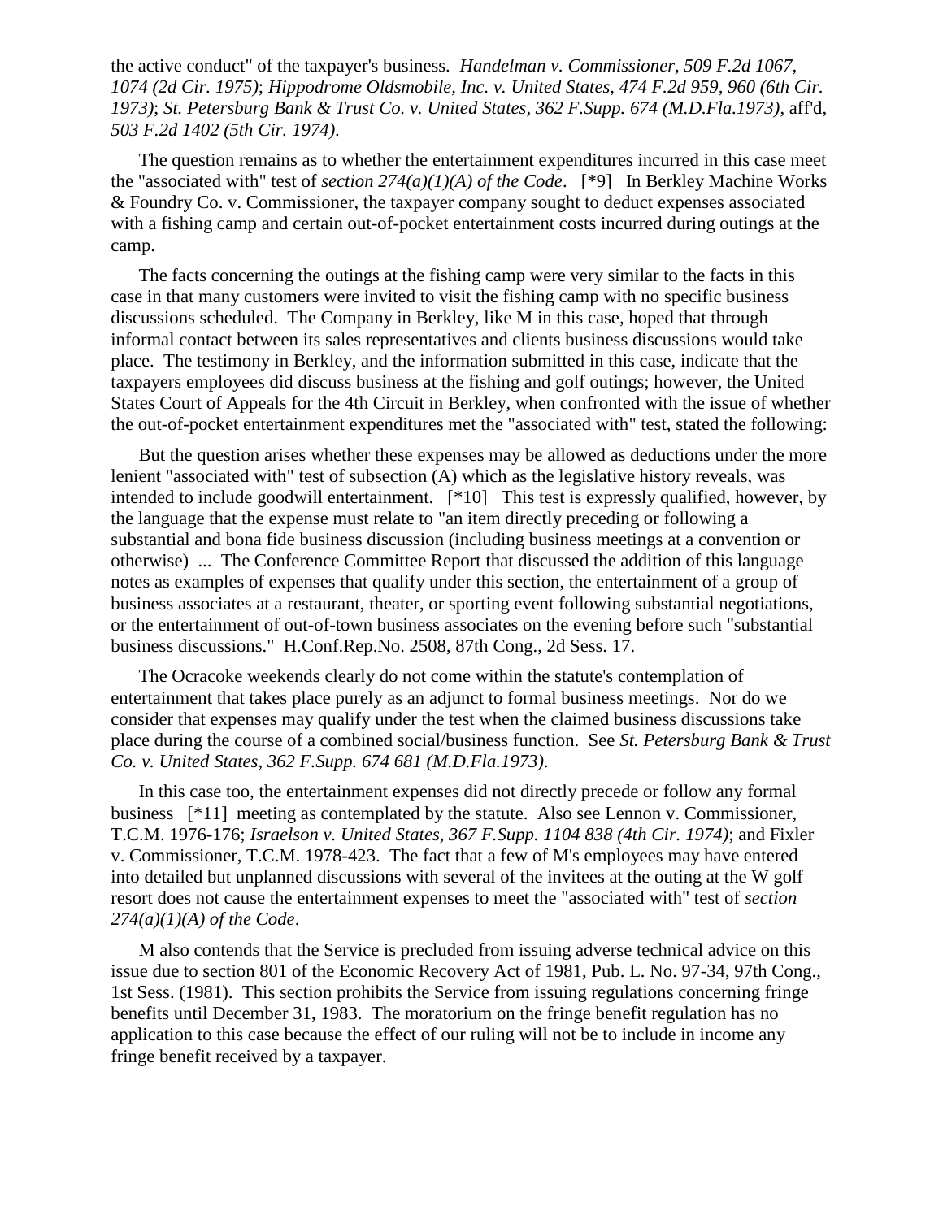the active conduct" of the taxpayer's business. *Handelman v. Commissioner, 509 F.2d 1067, 1074 (2d Cir. 1975)*; *Hippodrome Oldsmobile, Inc. v. United States, 474 F.2d 959, 960 (6th Cir. 1973)*; *St. Petersburg Bank & Trust Co. v. United States, 362 F.Supp. 674 (M.D.Fla.1973)*, aff'd, *503 F.2d 1402 (5th Cir. 1974)*.

The question remains as to whether the entertainment expenditures incurred in this case meet the "associated with" test of *section 274(a)(1)(A) of the Code*. [*9] In Berkley Machine Works & Foundry Co. v. Commissioner, the taxpayer company sought to deduct expenses associated with a fishing camp and certain out-of-pocket entertainment costs incurred during outings at the camp.

The facts concerning the outings at the fishing camp were very similar to the facts in this case in that many customers were invited to visit the fishing camp with no specific business discussions scheduled. The Company in Berkley, like M in this case, hoped that through informal contact between its sales representatives and clients business discussions would take place. The testimony in Berkley, and the information submitted in this case, indicate that the taxpayers employees did discuss business at the fishing and golf outings; however, the United States Court of Appeals for the 4th Circuit in Berkley, when confronted with the issue of whether the out-of-pocket entertainment expenditures met the "associated with" test, stated the following:

But the question arises whether these expenses may be allowed as deductions under the more lenient "associated with" test of subsection (A) which as the legislative history reveals, was intended to include goodwill entertainment. [*10] This test is expressly qualified, however, by the language that the expense must relate to "an item directly preceding or following a substantial and bona fide business discussion (including business meetings at a convention or otherwise) ... The Conference Committee Report that discussed the addition of this language notes as examples of expenses that qualify under this section, the entertainment of a group of business associates at a restaurant, theater, or sporting event following substantial negotiations, or the entertainment of out-of-town business associates on the evening before such "substantial business discussions." H.Conf.Rep.No. 2508, 87th Cong., 2d Sess. 17.

The Ocracoke weekends clearly do not come within the statute's contemplation of entertainment that takes place purely as an adjunct to formal business meetings. Nor do we consider that expenses may qualify under the test when the claimed business discussions take place during the course of a combined social/business function. See *St. Petersburg Bank & Trust Co. v. United States, 362 F.Supp. 674 681 (M.D.Fla.1973)*.

In this case too, the entertainment expenses did not directly precede or follow any formal business [*11] meeting as contemplated by the statute. Also see Lennon v. Commissioner, T.C.M. 1976-176; *Israelson v. United States, 367 F.Supp. 1104 838 (4th Cir. 1974)*; and Fixler v. Commissioner, T.C.M. 1978-423. The fact that a few of M's employees may have entered into detailed but unplanned discussions with several of the invitees at the outing at the W golf resort does not cause the entertainment expenses to meet the "associated with" test of *section 274(a)(1)(A) of the Code*.

M also contends that the Service is precluded from issuing adverse technical advice on this issue due to section 801 of the Economic Recovery Act of 1981, Pub. L. No. 97-34, 97th Cong., 1st Sess. (1981). This section prohibits the Service from issuing regulations concerning fringe benefits until December 31, 1983. The moratorium on the fringe benefit regulation has no application to this case because the effect of our ruling will not be to include in income any fringe benefit received by a taxpayer.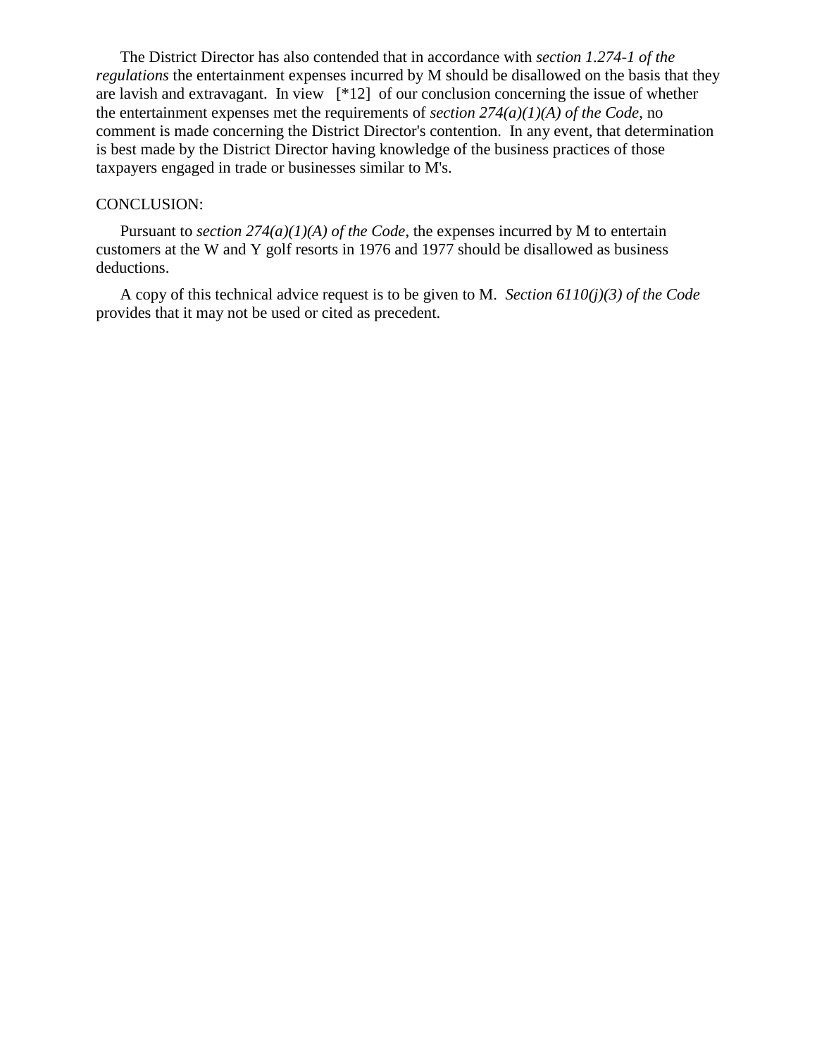The District Director has also contended that in accordance with *section 1.274-1 of the regulations* the entertainment expenses incurred by M should be disallowed on the basis that they are lavish and extravagant. In view [*12] of our conclusion concerning the issue of whether the entertainment expenses met the requirements of *section 274(a)(1)(A) of the Code*, no comment is made concerning the District Director's contention. In any event, that determination is best made by the District Director having knowledge of the business practices of those taxpayers engaged in trade or businesses similar to M's.

CONCLUSION:

Pursuant to *section 274(a)(1)(A) of the Code*, the expenses incurred by M to entertain customers at the W and Y golf resorts in 1976 and 1977 should be disallowed as business deductions.

A copy of this technical advice request is to be given to M. *Section 6110(j)(3) of the Code* provides that it may not be used or cited as precedent.